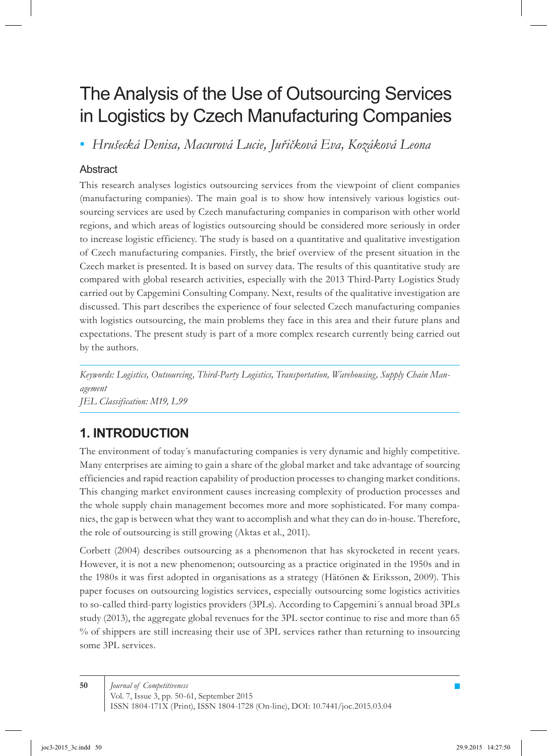# The Analysis of the Use of Outsourcing Services in Logistics by Czech Manufacturing Companies

▪ *Hrušecká Denisa, Macurová Lucie, Juřičková Eva, Kozáková Leona*

## Abstract

This research analyses logistics outsourcing services from the viewpoint of client companies (manufacturing companies). The main goal is to show how intensively various logistics outsourcing services are used by Czech manufacturing companies in comparison with other world regions, and which areas of logistics outsourcing should be considered more seriously in order to increase logistic efficiency. The study is based on a quantitative and qualitative investigation of Czech manufacturing companies. Firstly, the brief overview of the present situation in the Czech market is presented. It is based on survey data. The results of this quantitative study are compared with global research activities, especially with the 2013 Third-Party Logistics Study carried out by Capgemini Consulting Company. Next, results of the qualitative investigation are discussed. This part describes the experience of four selected Czech manufacturing companies with logistics outsourcing, the main problems they face in this area and their future plans and expectations. The present study is part of a more complex research currently being carried out by the authors.

*Keywords: Logistics, Outsourcing, Third-Party Logistics, Transportation, Warehousing, Supply Chain Management*

*JEL Classification: M19, L99*

## 1. INTRODUCTION

The environment of today´s manufacturing companies is very dynamic and highly competitive. Many enterprises are aiming to gain a share of the global market and take advantage of sourcing efficiencies and rapid reaction capability of production processes to changing market conditions. This changing market environment causes increasing complexity of production processes and the whole supply chain management becomes more and more sophisticated. For many companies, the gap is between what they want to accomplish and what they can do in-house. Therefore, the role of outsourcing is still growing (Aktas et al., 2011).

Corbett (2004) describes outsourcing as a phenomenon that has skyrocketed in recent years. However, it is not a new phenomenon; outsourcing as a practice originated in the 1950s and in the 1980s it was first adopted in organisations as a strategy (Hätönen & Eriksson, 2009). This paper focuses on outsourcing logistics services, especially outsourcing some logistics activities to so-called third-party logistics providers (3PLs). According to Capgemini´s annual broad 3PLs study (2013), the aggregate global revenues for the 3PL sector continue to rise and more than 65 % of shippers are still increasing their use of 3PL services rather than returning to insourcing some 3PL services.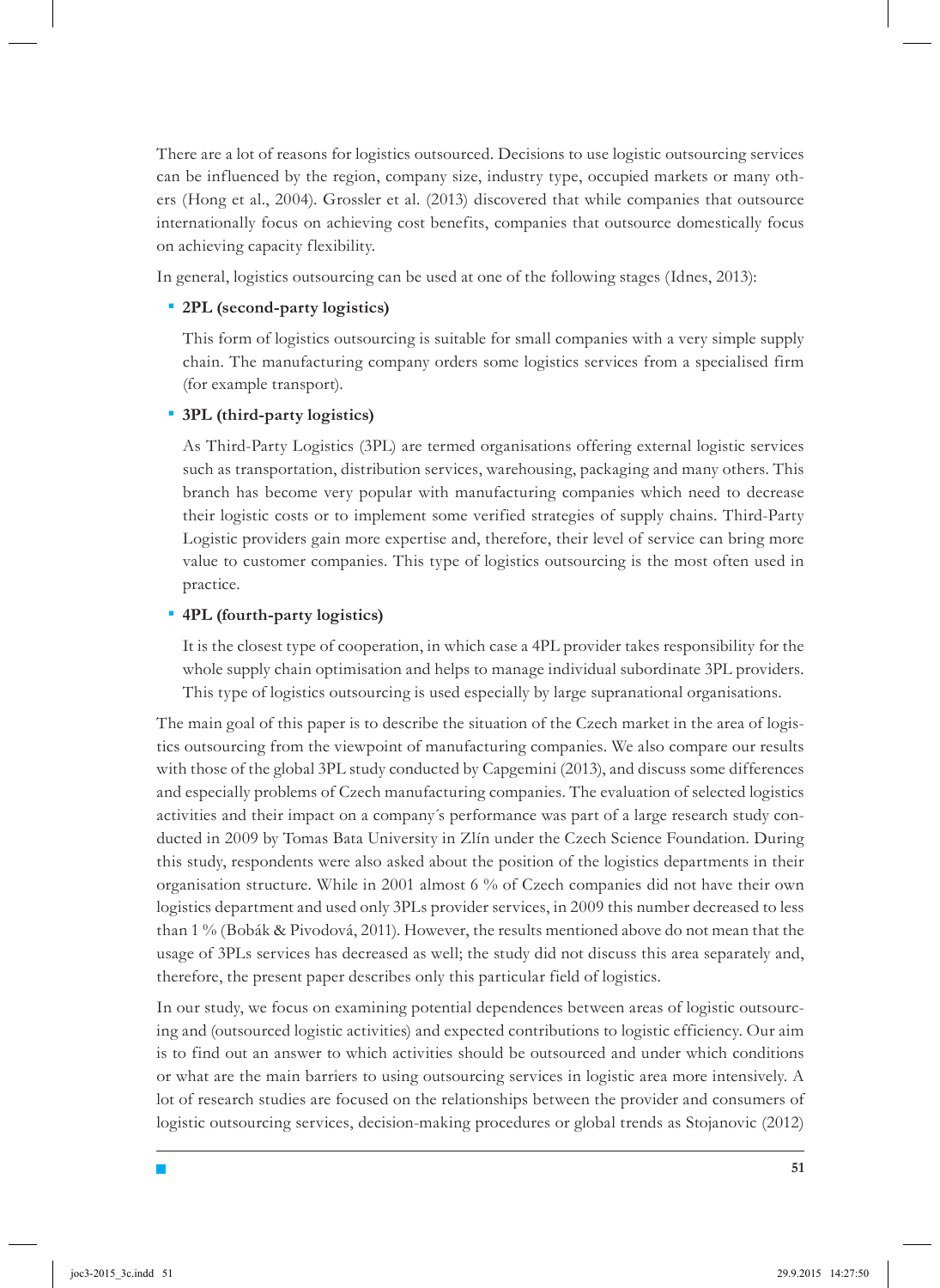There are a lot of reasons for logistics outsourced. Decisions to use logistic outsourcing services can be influenced by the region, company size, industry type, occupied markets or many others (Hong et al., 2004). Grossler et al. (2013) discovered that while companies that outsource internationally focus on achieving cost benefits, companies that outsource domestically focus on achieving capacity flexibility.

In general, logistics outsourcing can be used at one of the following stages (Idnes, 2013):

- **2PL (second-party logistics)**

  This form of logistics outsourcing is suitable for small companies with a very simple supply chain. The manufacturing company orders some logistics services from a specialised firm (for example transport).

- **3PL (third-party logistics)**

  As Third-Party Logistics (3PL) are termed organisations offering external logistic services such as transportation, distribution services, warehousing, packaging and many others. This branch has become very popular with manufacturing companies which need to decrease their logistic costs or to implement some verified strategies of supply chains. Third-Party Logistic providers gain more expertise and, therefore, their level of service can bring more value to customer companies. This type of logistics outsourcing is the most often used in practice.

- **4PL (fourth-party logistics)**

  It is the closest type of cooperation, in which case a 4PL provider takes responsibility for the whole supply chain optimisation and helps to manage individual subordinate 3PL providers. This type of logistics outsourcing is used especially by large supranational organisations.

The main goal of this paper is to describe the situation of the Czech market in the area of logistics outsourcing from the viewpoint of manufacturing companies. We also compare our results with those of the global 3PL study conducted by Capgemini (2013), and discuss some differences and especially problems of Czech manufacturing companies. The evaluation of selected logistics activities and their impact on a company´s performance was part of a large research study conducted in 2009 by Tomas Bata University in Zlín under the Czech Science Foundation. During this study, respondents were also asked about the position of the logistics departments in their organisation structure. While in 2001 almost 6 % of Czech companies did not have their own logistics department and used only 3PLs provider services, in 2009 this number decreased to less than 1 % (Bobák & Pivodová, 2011). However, the results mentioned above do not mean that the usage of 3PLs services has decreased as well; the study did not discuss this area separately and, therefore, the present paper describes only this particular field of logistics.

In our study, we focus on examining potential dependences between areas of logistic outsourcing and (outsourced logistic activities) and expected contributions to logistic efficiency. Our aim is to find out an answer to which activities should be outsourced and under which conditions or what are the main barriers to using outsourcing services in logistic area more intensively. A lot of research studies are focused on the relationships between the provider and consumers of logistic outsourcing services, decision-making procedures or global trends as Stojanovic (2012)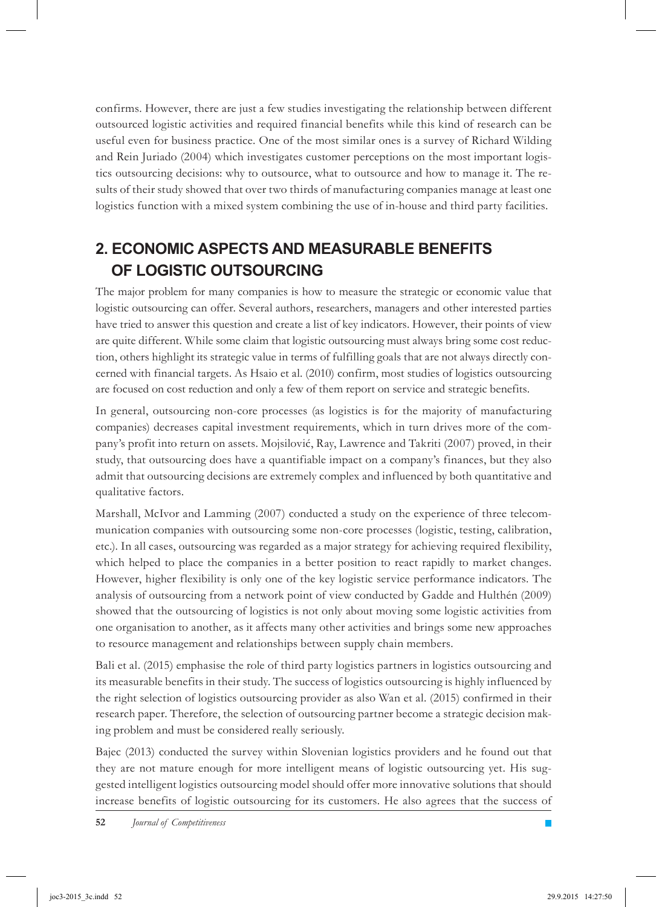confirms. However, there are just a few studies investigating the relationship between different outsourced logistic activities and required financial benefits while this kind of research can be useful even for business practice. One of the most similar ones is a survey of Richard Wilding and Rein Juriado (2004) which investigates customer perceptions on the most important logistics outsourcing decisions: why to outsource, what to outsource and how to manage it. The results of their study showed that over two thirds of manufacturing companies manage at least one logistics function with a mixed system combining the use of in-house and third party facilities.

## 2. ECONOMIC ASPECTS AND MEASURABLE BENEFITS OF LOGISTIC OUTSOURCING

The major problem for many companies is how to measure the strategic or economic value that logistic outsourcing can offer. Several authors, researchers, managers and other interested parties have tried to answer this question and create a list of key indicators. However, their points of view are quite different. While some claim that logistic outsourcing must always bring some cost reduction, others highlight its strategic value in terms of fulfilling goals that are not always directly concerned with financial targets. As Hsaio et al. (2010) confirm, most studies of logistics outsourcing are focused on cost reduction and only a few of them report on service and strategic benefits.

In general, outsourcing non-core processes (as logistics is for the majority of manufacturing companies) decreases capital investment requirements, which in turn drives more of the company's profit into return on assets. Mojsilović, Ray, Lawrence and Takriti (2007) proved, in their study, that outsourcing does have a quantifiable impact on a company's finances, but they also admit that outsourcing decisions are extremely complex and influenced by both quantitative and qualitative factors.

Marshall, McIvor and Lamming (2007) conducted a study on the experience of three telecommunication companies with outsourcing some non-core processes (logistic, testing, calibration, etc.). In all cases, outsourcing was regarded as a major strategy for achieving required flexibility, which helped to place the companies in a better position to react rapidly to market changes. However, higher flexibility is only one of the key logistic service performance indicators. The analysis of outsourcing from a network point of view conducted by Gadde and Hulthén (2009) showed that the outsourcing of logistics is not only about moving some logistic activities from one organisation to another, as it affects many other activities and brings some new approaches to resource management and relationships between supply chain members.

Bali et al. (2015) emphasise the role of third party logistics partners in logistics outsourcing and its measurable benefits in their study. The success of logistics outsourcing is highly influenced by the right selection of logistics outsourcing provider as also Wan et al. (2015) confirmed in their research paper. Therefore, the selection of outsourcing partner become a strategic decision making problem and must be considered really seriously.

Bajec (2013) conducted the survey within Slovenian logistics providers and he found out that they are not mature enough for more intelligent means of logistic outsourcing yet. His suggested intelligent logistics outsourcing model should offer more innovative solutions that should increase benefits of logistic outsourcing for its customers. He also agrees that the success of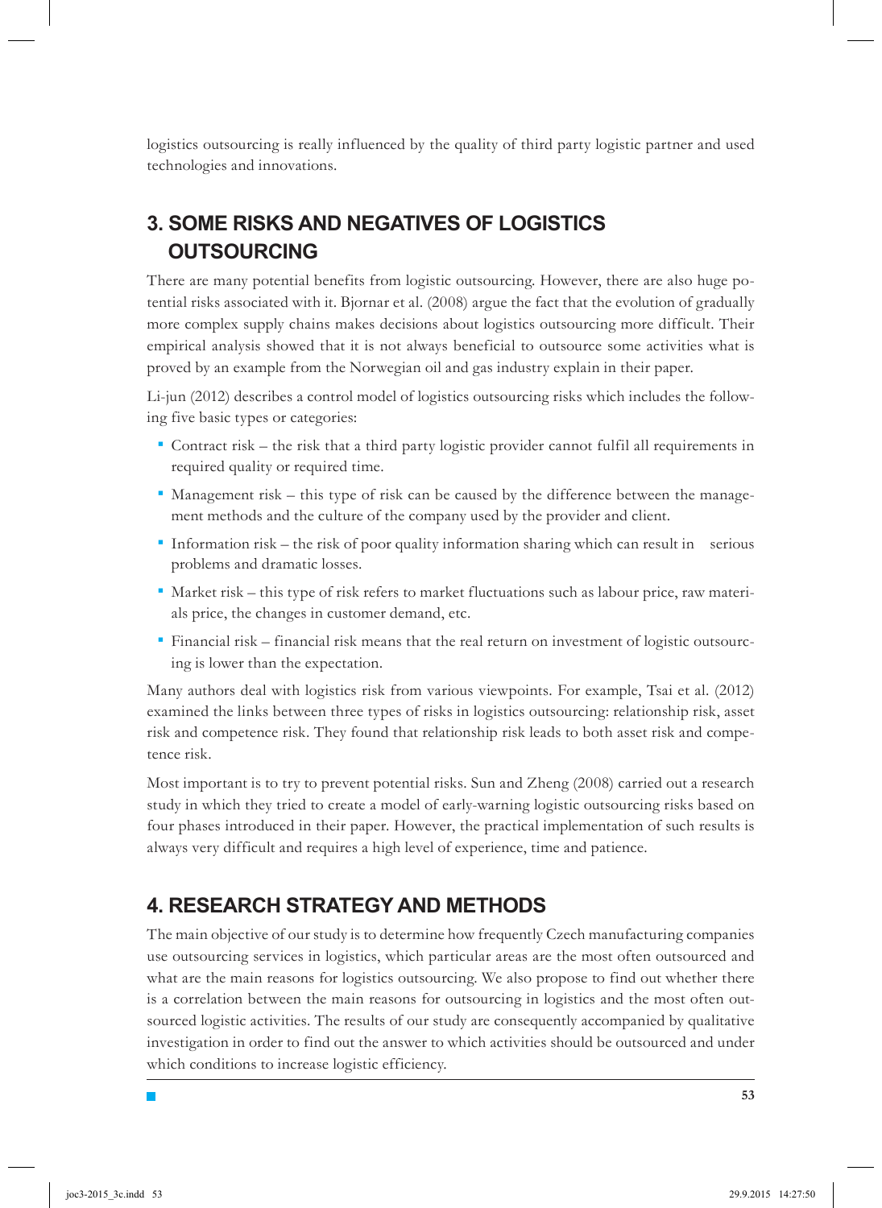logistics outsourcing is really influenced by the quality of third party logistic partner and used technologies and innovations.

## 3. SOME RISKS AND NEGATIVES OF LOGISTICS OUTSOURCING

There are many potential benefits from logistic outsourcing. However, there are also huge potential risks associated with it. Bjornar et al. (2008) argue the fact that the evolution of gradually more complex supply chains makes decisions about logistics outsourcing more difficult. Their empirical analysis showed that it is not always beneficial to outsource some activities what is proved by an example from the Norwegian oil and gas industry explain in their paper.

Li-jun (2012) describes a control model of logistics outsourcing risks which includes the following five basic types or categories:

- Contract risk – the risk that a third party logistic provider cannot fulfil all requirements in required quality or required time.
- Management risk – this type of risk can be caused by the difference between the management methods and the culture of the company used by the provider and client.
- Information risk – the risk of poor quality information sharing which can result in serious problems and dramatic losses.
- Market risk – this type of risk refers to market fluctuations such as labour price, raw materials price, the changes in customer demand, etc.
- Financial risk – financial risk means that the real return on investment of logistic outsourcing is lower than the expectation.

Many authors deal with logistics risk from various viewpoints. For example, Tsai et al. (2012) examined the links between three types of risks in logistics outsourcing: relationship risk, asset risk and competence risk. They found that relationship risk leads to both asset risk and competence risk.

Most important is to try to prevent potential risks. Sun and Zheng (2008) carried out a research study in which they tried to create a model of early-warning logistic outsourcing risks based on four phases introduced in their paper. However, the practical implementation of such results is always very difficult and requires a high level of experience, time and patience.

## 4. RESEARCH STRATEGY AND METHODS

The main objective of our study is to determine how frequently Czech manufacturing companies use outsourcing services in logistics, which particular areas are the most often outsourced and what are the main reasons for logistics outsourcing. We also propose to find out whether there is a correlation between the main reasons for outsourcing in logistics and the most often outsourced logistic activities. The results of our study are consequently accompanied by qualitative investigation in order to find out the answer to which activities should be outsourced and under which conditions to increase logistic efficiency.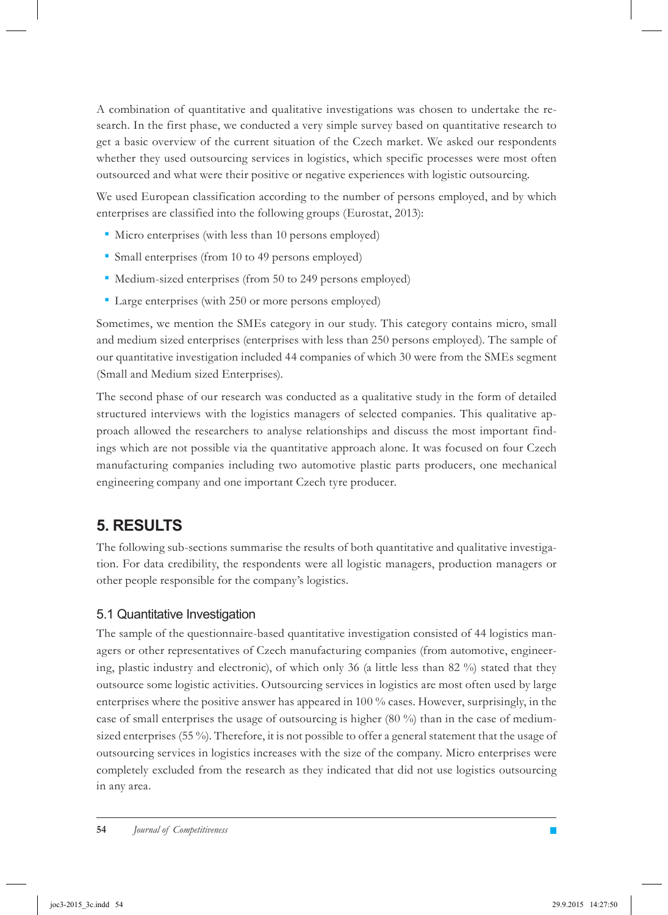A combination of quantitative and qualitative investigations was chosen to undertake the research. In the first phase, we conducted a very simple survey based on quantitative research to get a basic overview of the current situation of the Czech market. We asked our respondents whether they used outsourcing services in logistics, which specific processes were most often outsourced and what were their positive or negative experiences with logistic outsourcing.

We used European classification according to the number of persons employed, and by which enterprises are classified into the following groups (Eurostat, 2013):

- Micro enterprises (with less than 10 persons employed)
- Small enterprises (from 10 to 49 persons employed)
- Medium-sized enterprises (from 50 to 249 persons employed)
- Large enterprises (with 250 or more persons employed)

Sometimes, we mention the SMEs category in our study. This category contains micro, small and medium sized enterprises (enterprises with less than 250 persons employed). The sample of our quantitative investigation included 44 companies of which 30 were from the SMEs segment (Small and Medium sized Enterprises).

The second phase of our research was conducted as a qualitative study in the form of detailed structured interviews with the logistics managers of selected companies. This qualitative approach allowed the researchers to analyse relationships and discuss the most important findings which are not possible via the quantitative approach alone. It was focused on four Czech manufacturing companies including two automotive plastic parts producers, one mechanical engineering company and one important Czech tyre producer.

## 5. RESULTS

The following sub-sections summarise the results of both quantitative and qualitative investigation. For data credibility, the respondents were all logistic managers, production managers or other people responsible for the company's logistics.

### 5.1 Quantitative Investigation

The sample of the questionnaire-based quantitative investigation consisted of 44 logistics managers or other representatives of Czech manufacturing companies (from automotive, engineering, plastic industry and electronic), of which only 36 (a little less than 82 %) stated that they outsource some logistic activities. Outsourcing services in logistics are most often used by large enterprises where the positive answer has appeared in 100 % cases. However, surprisingly, in the case of small enterprises the usage of outsourcing is higher (80 %) than in the case of medium-sized enterprises (55 %). Therefore, it is not possible to offer a general statement that the usage of outsourcing services in logistics increases with the size of the company. Micro enterprises were completely excluded from the research as they indicated that did not use logistics outsourcing in any area.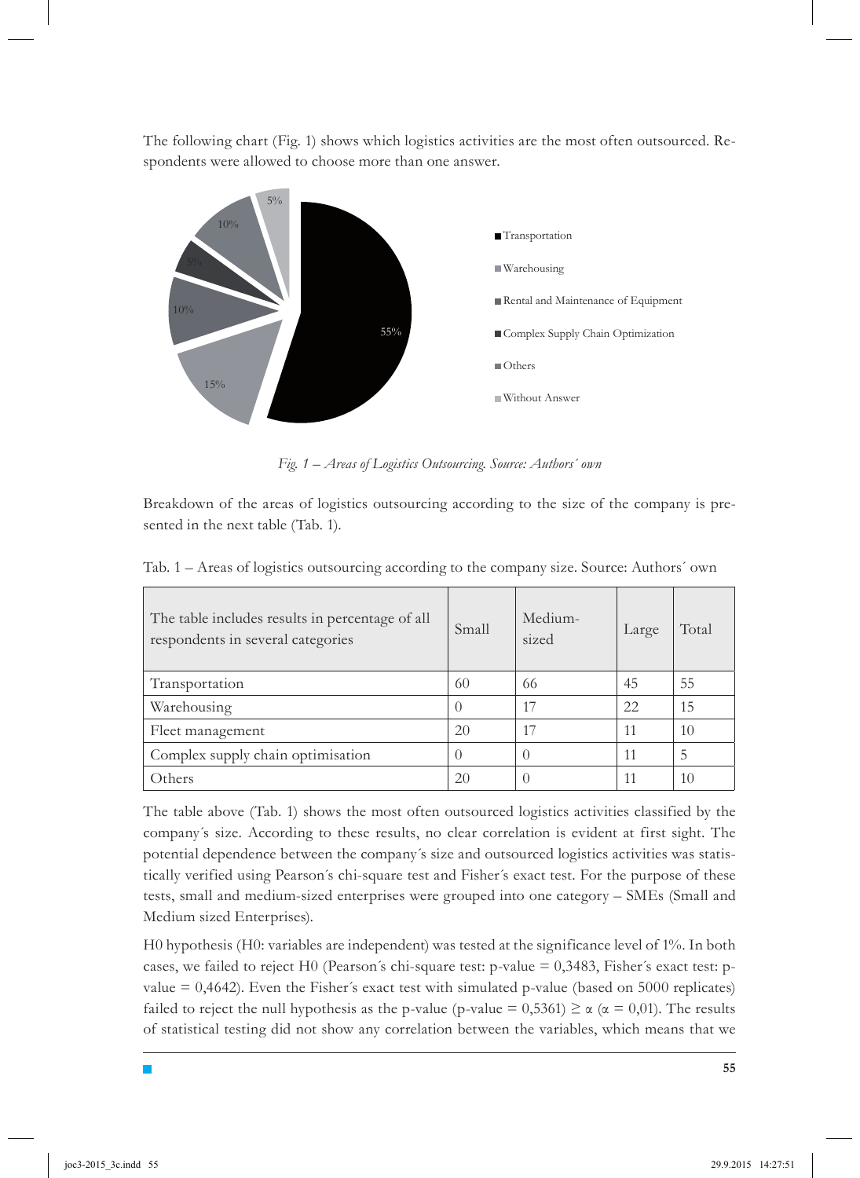The following chart (Fig. 1) shows which logistics activities are the most often outsourced. Respondents were allowed to choose more than one answer.

*Fig. 1 – Areas of Logistics Outsourcing. Source: Authors´ own*

Breakdown of the areas of logistics outsourcing according to the size of the company is presented in the next table (Tab. 1).

Tab. 1 – Areas of logistics outsourcing according to the company size. Source: Authors´ own

| The table includes results in percentage of all respondents in several categories | Small | Medium-sized | Large | Total |
|---|---|---|---|---|
| Transportation | 60 | 66 | 45 | 55 |
| Warehousing | 0 | 17 | 22 | 15 |
| Fleet management | 20 | 17 | 11 | 10 |
| Complex supply chain optimisation | 0 | 0 | 11 | 5 |
| Others | 20 | 0 | 11 | 10 |

The table above (Tab. 1) shows the most often outsourced logistics activities classified by the company´s size. According to these results, no clear correlation is evident at first sight. The potential dependence between the company´s size and outsourced logistics activities was statistically verified using Pearson´s chi-square test and Fisher´s exact test. For the purpose of these tests, small and medium-sized enterprises were grouped into one category – SMEs (Small and Medium sized Enterprises).

H0 hypothesis (H0: variables are independent) was tested at the significance level of 1%. In both cases, we failed to reject H0 (Pearson´s chi-square test: p-value = 0,3483, Fisher´s exact test: p-value = 0,4642). Even the Fisher´s exact test with simulated p-value (based on 5000 replicates) failed to reject the null hypothesis as the p-value (p-value = 0,5361) $\geq \alpha$ ($\alpha = 0{,}01$). The results of statistical testing did not show any correlation between the variables, which means that we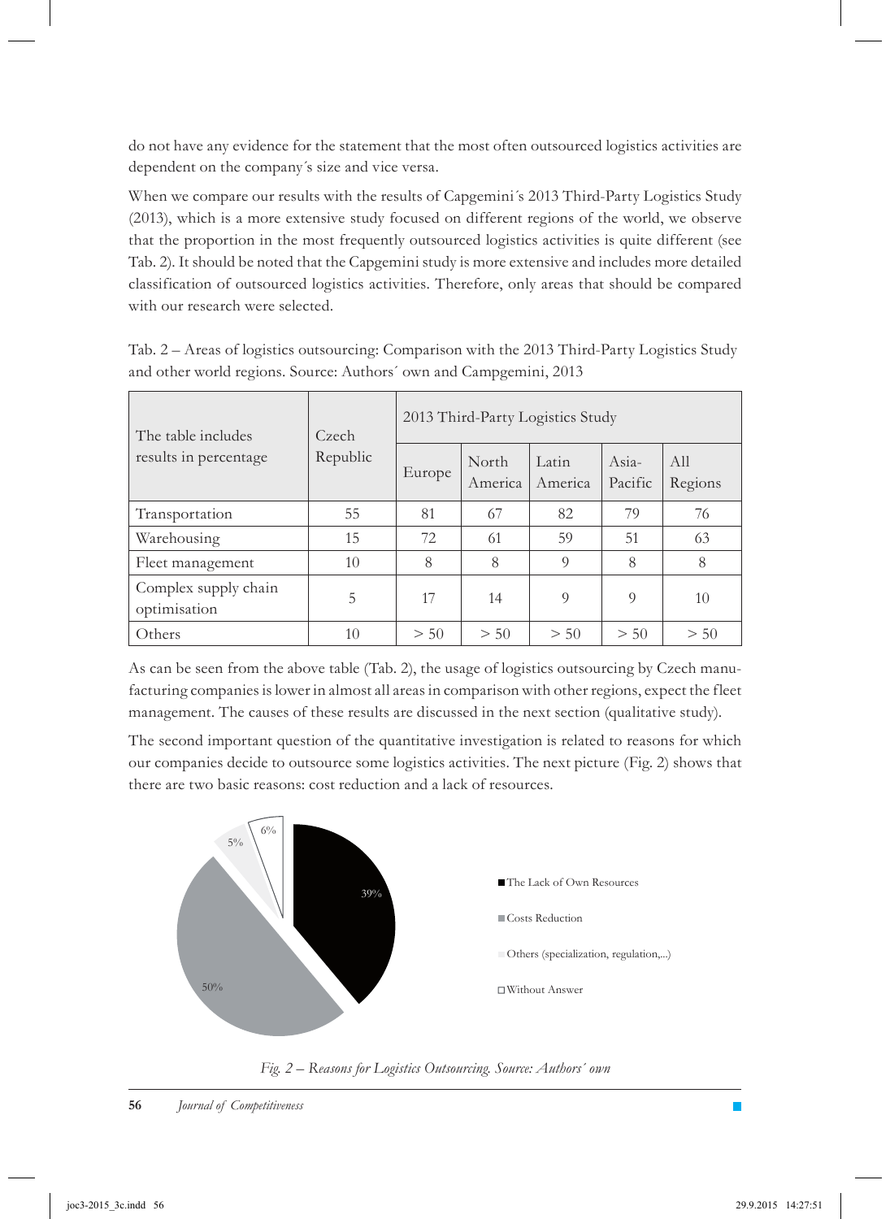do not have any evidence for the statement that the most often outsourced logistics activities are dependent on the company´s size and vice versa.

When we compare our results with the results of Capgemini´s 2013 Third-Party Logistics Study (2013), which is a more extensive study focused on different regions of the world, we observe that the proportion in the most frequently outsourced logistics activities is quite different (see Tab. 2). It should be noted that the Capgemini study is more extensive and includes more detailed classification of outsourced logistics activities. Therefore, only areas that should be compared with our research were selected.

Tab. 2 – Areas of logistics outsourcing: Comparison with the 2013 Third-Party Logistics Study and other world regions. Source: Authors´ own and Campgemini, 2013

| The table includes results in percentage | Czech Republic | 2013 Third-Party Logistics Study | | | | |
|---|---|---|---|---|---|---|
| | | Europe | North America | Latin America | Asia-Pacific | All Regions |
| Transportation | 55 | 81 | 67 | 82 | 79 | 76 |
| Warehousing | 15 | 72 | 61 | 59 | 51 | 63 |
| Fleet management | 10 | 8 | 8 | 9 | 8 | 8 |
| Complex supply chain optimisation | 5 | 17 | 14 | 9 | 9 | 10 |
| Others | 10 | > 50 | > 50 | > 50 | > 50 | > 50 |

As can be seen from the above table (Tab. 2), the usage of logistics outsourcing by Czech manufacturing companies is lower in almost all areas in comparison with other regions, expect the fleet management. The causes of these results are discussed in the next section (qualitative study).

The second important question of the quantitative investigation is related to reasons for which our companies decide to outsource some logistics activities. The next picture (Fig. 2) shows that there are two basic reasons: cost reduction and a lack of resources.

*Fig. 2 – Reasons for Logistics Outsourcing. Source: Authors´ own*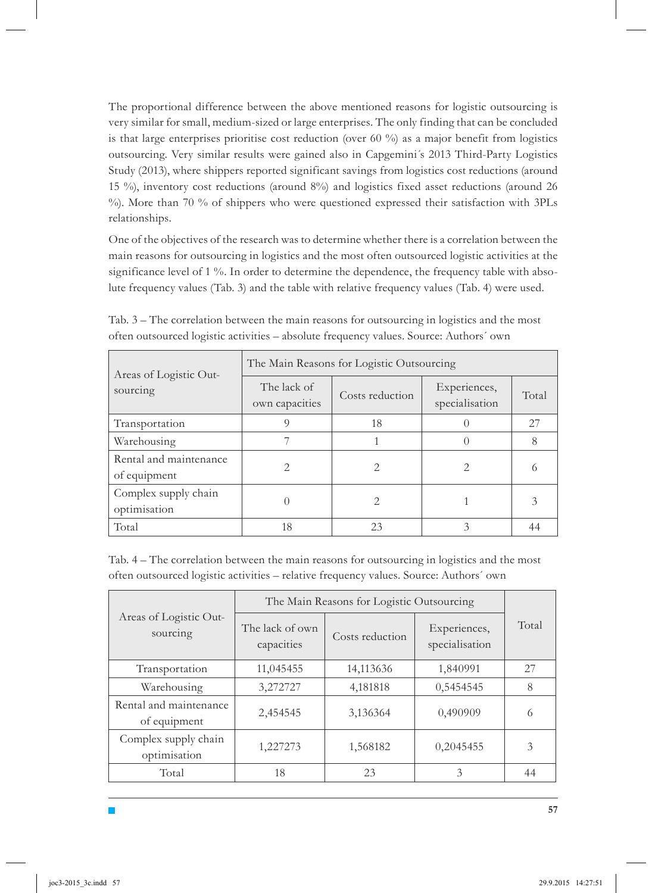The proportional difference between the above mentioned reasons for logistic outsourcing is very similar for small, medium-sized or large enterprises. The only finding that can be concluded is that large enterprises prioritise cost reduction (over 60 %) as a major benefit from logistics outsourcing. Very similar results were gained also in Capgemini´s 2013 Third-Party Logistics Study (2013), where shippers reported significant savings from logistics cost reductions (around 15 %), inventory cost reductions (around 8%) and logistics fixed asset reductions (around 26 %). More than 70 % of shippers who were questioned expressed their satisfaction with 3PLs relationships.

One of the objectives of the research was to determine whether there is a correlation between the main reasons for outsourcing in logistics and the most often outsourced logistic activities at the significance level of 1 %. In order to determine the dependence, the frequency table with absolute frequency values (Tab. 3) and the table with relative frequency values (Tab. 4) were used.

Tab. 3 – The correlation between the main reasons for outsourcing in logistics and the most often outsourced logistic activities – absolute frequency values. Source: Authors´ own

| Areas of Logistic Outsourcing | The Main Reasons for Logistic Outsourcing | | | |
|---|---|---|---|---|
| | The lack of own capacities | Costs reduction | Experiences, specialisation | Total |
| Transportation | 9 | 18 | 0 | 27 |
| Warehousing | 7 | 1 | 0 | 8 |
| Rental and maintenance of equipment | 2 | 2 | 2 | 6 |
| Complex supply chain optimisation | 0 | 2 | 1 | 3 |
| Total | 18 | 23 | 3 | 44 |

Tab. 4 – The correlation between the main reasons for outsourcing in logistics and the most often outsourced logistic activities – relative frequency values. Source: Authors´ own

| Areas of Logistic Outsourcing | The Main Reasons for Logistic Outsourcing | | | Total |
|---|---|---|---|---|
| | The lack of own capacities | Costs reduction | Experiences, specialisation | |
| Transportation | 11,045455 | 14,113636 | 1,840991 | 27 |
| Warehousing | 3,272727 | 4,181818 | 0,5454545 | 8 |
| Rental and maintenance of equipment | 2,454545 | 3,136364 | 0,490909 | 6 |
| Complex supply chain optimisation | 1,227273 | 1,568182 | 0,2045455 | 3 |
| Total | 18 | 23 | 3 | 44 |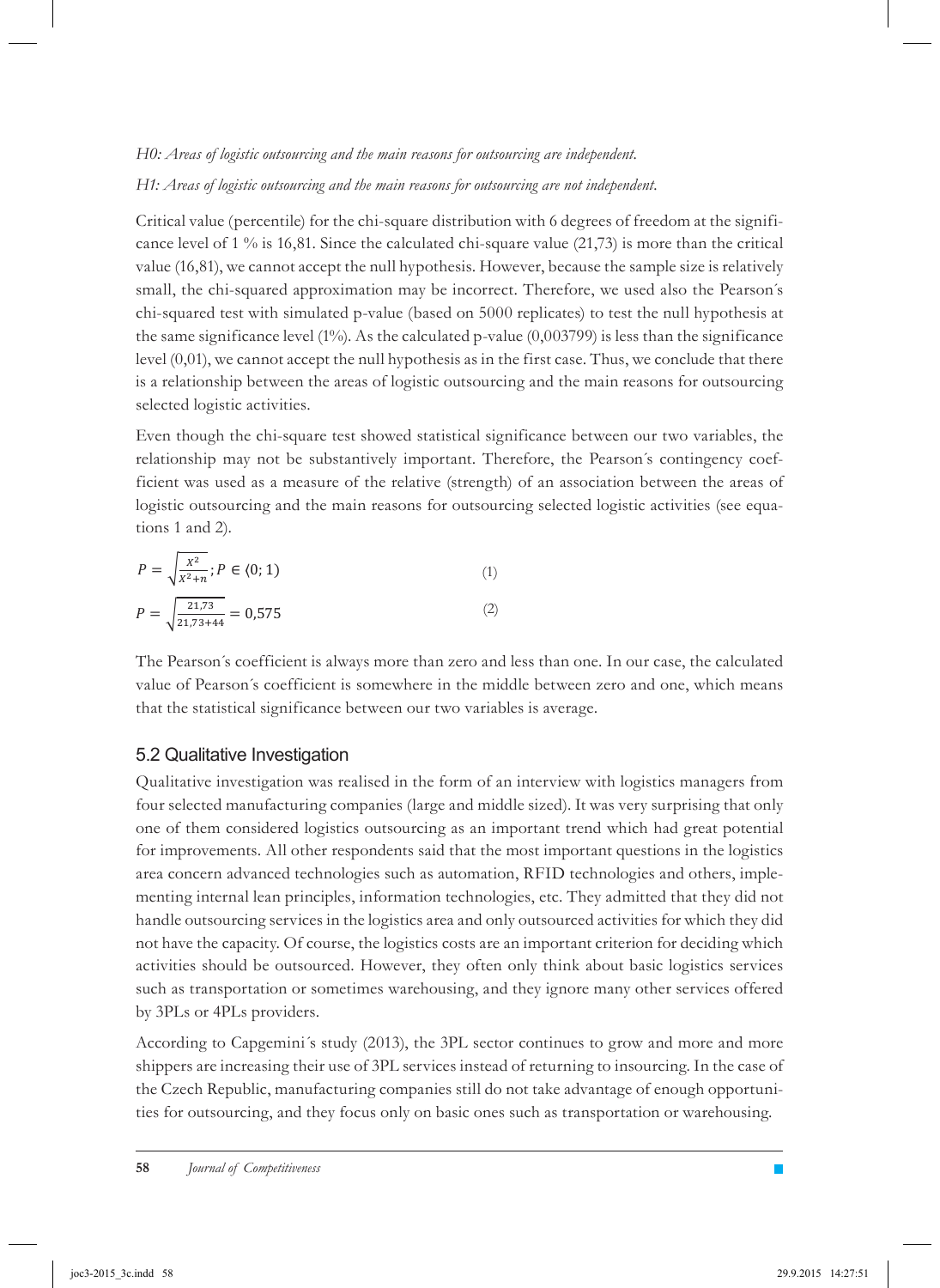*H0: Areas of logistic outsourcing and the main reasons for outsourcing are independent.*

*H1: Areas of logistic outsourcing and the main reasons for outsourcing are not independent.*

Critical value (percentile) for the chi-square distribution with 6 degrees of freedom at the significance level of 1 % is 16,81. Since the calculated chi-square value (21,73) is more than the critical value (16,81), we cannot accept the null hypothesis. However, because the sample size is relatively small, the chi-squared approximation may be incorrect. Therefore, we used also the Pearson´s chi-squared test with simulated p-value (based on 5000 replicates) to test the null hypothesis at the same significance level (1%). As the calculated p-value (0,003799) is less than the significance level (0,01), we cannot accept the null hypothesis as in the first case. Thus, we conclude that there is a relationship between the areas of logistic outsourcing and the main reasons for outsourcing selected logistic activities.

Even though the chi-square test showed statistical significance between our two variables, the relationship may not be substantively important. Therefore, the Pearson´s contingency coefficient was used as a measure of the relative (strength) of an association between the areas of logistic outsourcing and the main reasons for outsourcing selected logistic activities (see equations 1 and 2).

$$P = \sqrt{\frac{X^2}{X^2+n}}; P \in \langle 0; 1) \quad (1)$$

$$P = \sqrt{\frac{21{,}73}{21{,}73+44}} = 0{,}575 \quad (2)$$

The Pearson´s coefficient is always more than zero and less than one. In our case, the calculated value of Pearson´s coefficient is somewhere in the middle between zero and one, which means that the statistical significance between our two variables is average.

## 5.2 Qualitative Investigation

Qualitative investigation was realised in the form of an interview with logistics managers from four selected manufacturing companies (large and middle sized). It was very surprising that only one of them considered logistics outsourcing as an important trend which had great potential for improvements. All other respondents said that the most important questions in the logistics area concern advanced technologies such as automation, RFID technologies and others, implementing internal lean principles, information technologies, etc. They admitted that they did not handle outsourcing services in the logistics area and only outsourced activities for which they did not have the capacity. Of course, the logistics costs are an important criterion for deciding which activities should be outsourced. However, they often only think about basic logistics services such as transportation or sometimes warehousing, and they ignore many other services offered by 3PLs or 4PLs providers.

According to Capgemini´s study (2013), the 3PL sector continues to grow and more and more shippers are increasing their use of 3PL services instead of returning to insourcing. In the case of the Czech Republic, manufacturing companies still do not take advantage of enough opportunities for outsourcing, and they focus only on basic ones such as transportation or warehousing.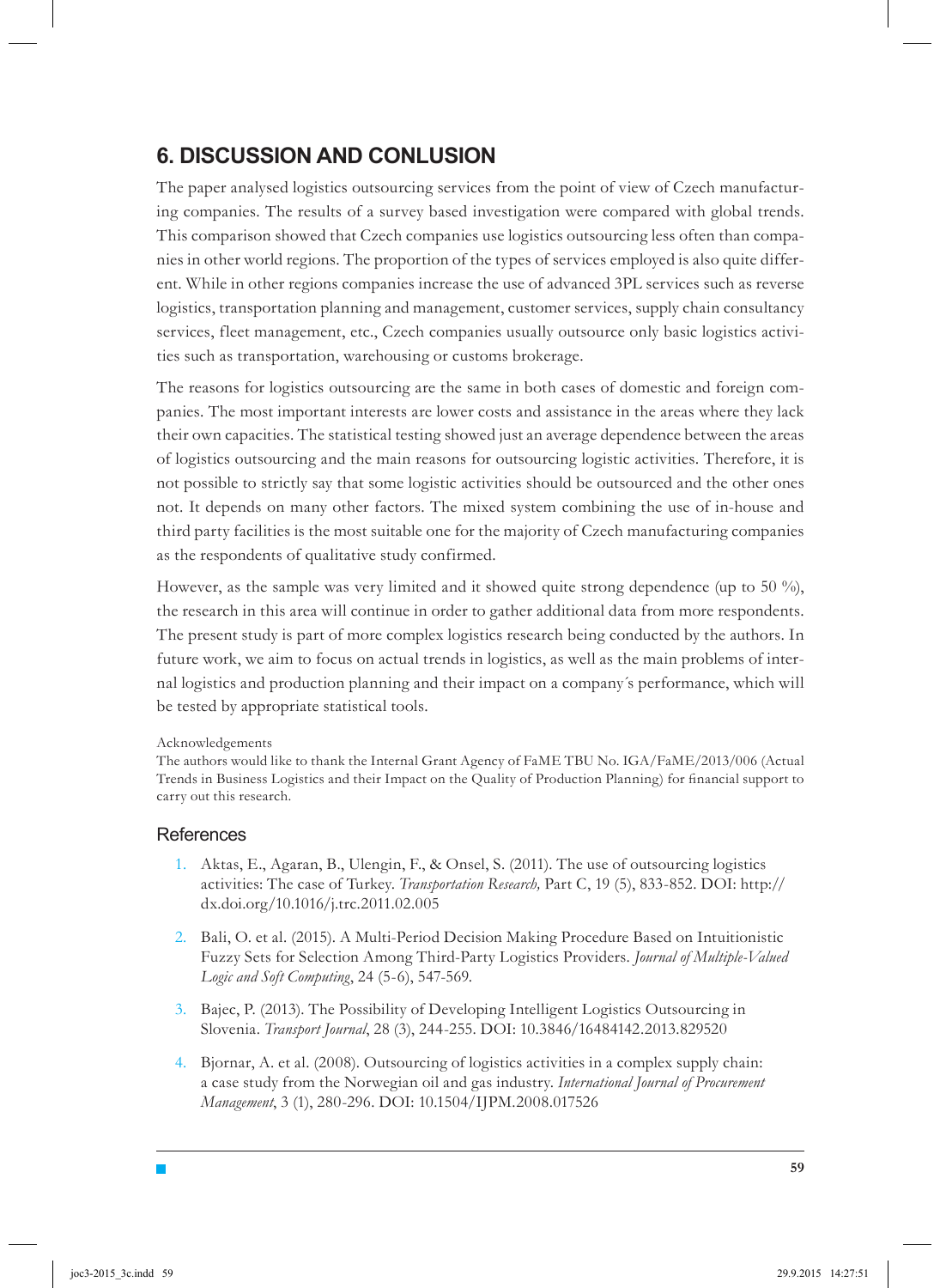## 6. DISCUSSION AND CONLUSION

The paper analysed logistics outsourcing services from the point of view of Czech manufacturing companies. The results of a survey based investigation were compared with global trends. This comparison showed that Czech companies use logistics outsourcing less often than companies in other world regions. The proportion of the types of services employed is also quite different. While in other regions companies increase the use of advanced 3PL services such as reverse logistics, transportation planning and management, customer services, supply chain consultancy services, fleet management, etc., Czech companies usually outsource only basic logistics activities such as transportation, warehousing or customs brokerage.

The reasons for logistics outsourcing are the same in both cases of domestic and foreign companies. The most important interests are lower costs and assistance in the areas where they lack their own capacities. The statistical testing showed just an average dependence between the areas of logistics outsourcing and the main reasons for outsourcing logistic activities. Therefore, it is not possible to strictly say that some logistic activities should be outsourced and the other ones not. It depends on many other factors. The mixed system combining the use of in-house and third party facilities is the most suitable one for the majority of Czech manufacturing companies as the respondents of qualitative study confirmed.

However, as the sample was very limited and it showed quite strong dependence (up to 50 %), the research in this area will continue in order to gather additional data from more respondents. The present study is part of more complex logistics research being conducted by the authors. In future work, we aim to focus on actual trends in logistics, as well as the main problems of internal logistics and production planning and their impact on a company´s performance, which will be tested by appropriate statistical tools.

Acknowledgements

The authors would like to thank the Internal Grant Agency of FaME TBU No. IGA/FaME/2013/006 (Actual Trends in Business Logistics and their Impact on the Quality of Production Planning) for financial support to carry out this research.

## References

1. Aktas, E., Agaran, B., Ulengin, F., & Onsel, S. (2011). The use of outsourcing logistics activities: The case of Turkey. *Transportation Research,* Part C, 19 (5), 833-852. DOI: http://dx.doi.org/10.1016/j.trc.2011.02.005
2. Bali, O. et al. (2015). A Multi-Period Decision Making Procedure Based on Intuitionistic Fuzzy Sets for Selection Among Third-Party Logistics Providers. *Journal of Multiple-Valued Logic and Soft Computing*, 24 (5-6), 547-569.
3. Bajec, P. (2013). The Possibility of Developing Intelligent Logistics Outsourcing in Slovenia. *Transport Journal*, 28 (3), 244-255. DOI: 10.3846/16484142.2013.829520
4. Bjornar, A. et al. (2008). Outsourcing of logistics activities in a complex supply chain: a case study from the Norwegian oil and gas industry. *International Journal of Procurement Management*, 3 (1), 280-296. DOI: 10.1504/IJPM.2008.017526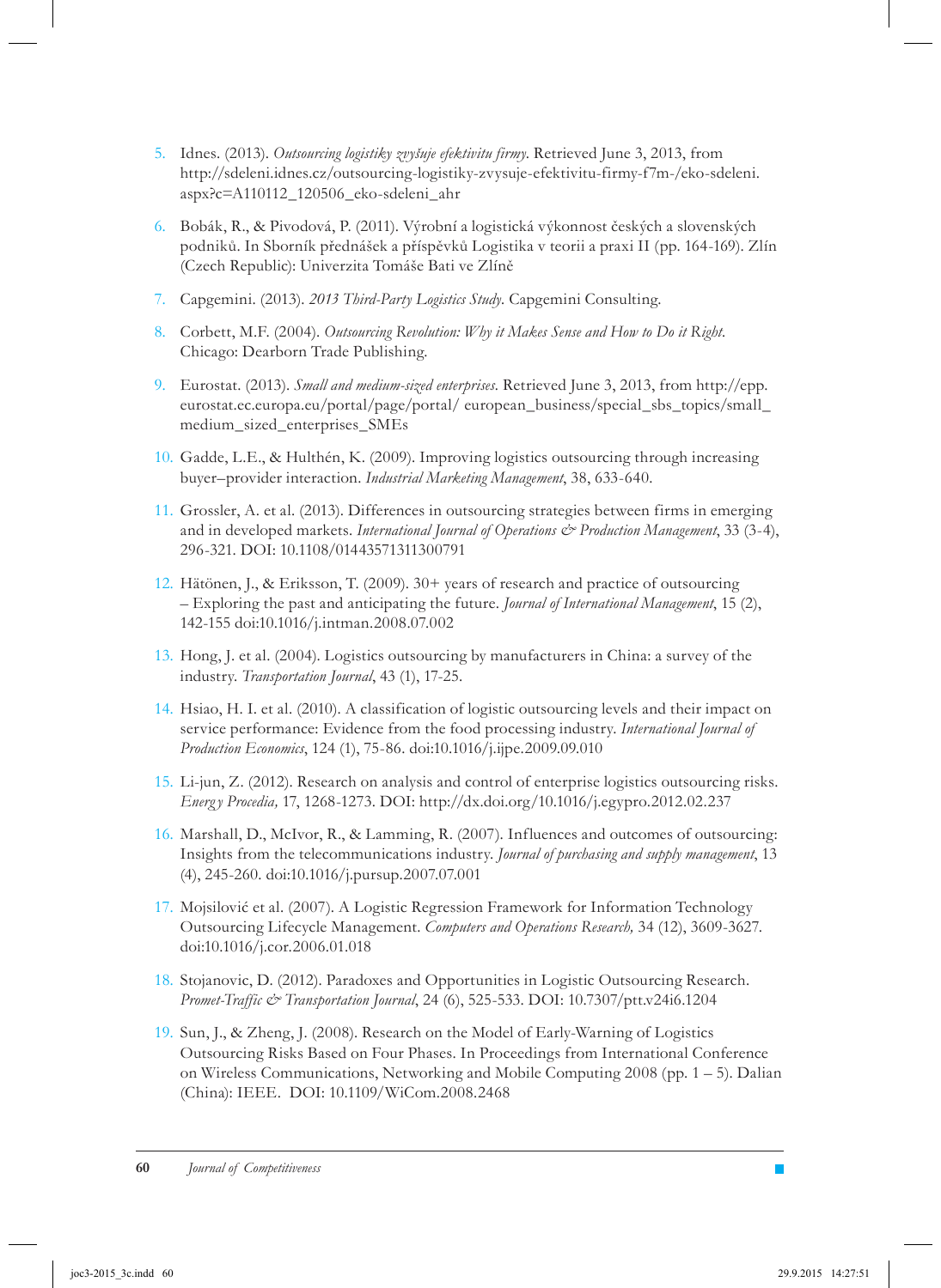5. Idnes. (2013). *Outsourcing logistiky zvyšuje efektivitu firmy*. Retrieved June 3, 2013, from http://sdeleni.idnes.cz/outsourcing-logistiky-zvysuje-efektivitu-firmy-f7m-/eko-sdeleni.aspx?c=A110112_120506_eko-sdeleni_ahr

6. Bobák, R., & Pivodová, P. (2011). Výrobní a logistická výkonnost českých a slovenských podniků. In Sborník přednášek a příspěvků Logistika v teorii a praxi II (pp. 164-169). Zlín (Czech Republic): Univerzita Tomáše Bati ve Zlíně

7. Capgemini. (2013). *2013 Third-Party Logistics Study*. Capgemini Consulting.

8. Corbett, M.F. (2004). *Outsourcing Revolution: Why it Makes Sense and How to Do it Right*. Chicago: Dearborn Trade Publishing.

9. Eurostat. (2013). *Small and medium-sized enterprises*. Retrieved June 3, 2013, from http://epp.eurostat.ec.europa.eu/portal/page/portal/ european_business/special_sbs_topics/small_medium_sized_enterprises_SMEs

10. Gadde, L.E., & Hulthén, K. (2009). Improving logistics outsourcing through increasing buyer–provider interaction. *Industrial Marketing Management*, 38, 633-640.

11. Grossler, A. et al. (2013). Differences in outsourcing strategies between firms in emerging and in developed markets. *International Journal of Operations & Production Management*, 33 (3-4), 296-321. DOI: 10.1108/01443571311300791

12. Hätönen, J., & Eriksson, T. (2009). 30+ years of research and practice of outsourcing – Exploring the past and anticipating the future. *Journal of International Management*, 15 (2), 142-155 doi:10.1016/j.intman.2008.07.002

13. Hong, J. et al. (2004). Logistics outsourcing by manufacturers in China: a survey of the industry. *Transportation Journal*, 43 (1), 17-25.

14. Hsiao, H. I. et al. (2010). A classification of logistic outsourcing levels and their impact on service performance: Evidence from the food processing industry. *International Journal of Production Economics*, 124 (1), 75-86. doi:10.1016/j.ijpe.2009.09.010

15. Li-jun, Z. (2012). Research on analysis and control of enterprise logistics outsourcing risks. *Energy Procedia,* 17, 1268-1273. DOI: http://dx.doi.org/10.1016/j.egypro.2012.02.237

16. Marshall, D., McIvor, R., & Lamming, R. (2007). Influences and outcomes of outsourcing: Insights from the telecommunications industry. *Journal of purchasing and supply management*, 13 (4), 245-260. doi:10.1016/j.pursup.2007.07.001

17. Mojsilović et al. (2007). A Logistic Regression Framework for Information Technology Outsourcing Lifecycle Management. *Computers and Operations Research,* 34 (12), 3609-3627. doi:10.1016/j.cor.2006.01.018

18. Stojanovic, D. (2012). Paradoxes and Opportunities in Logistic Outsourcing Research. *Promet-Traffic & Transportation Journal*, 24 (6), 525-533. DOI: 10.7307/ptt.v24i6.1204

19. Sun, J., & Zheng, J. (2008). Research on the Model of Early-Warning of Logistics Outsourcing Risks Based on Four Phases. In Proceedings from International Conference on Wireless Communications, Networking and Mobile Computing 2008 (pp. 1 – 5). Dalian (China): IEEE. DOI: 10.1109/WiCom.2008.2468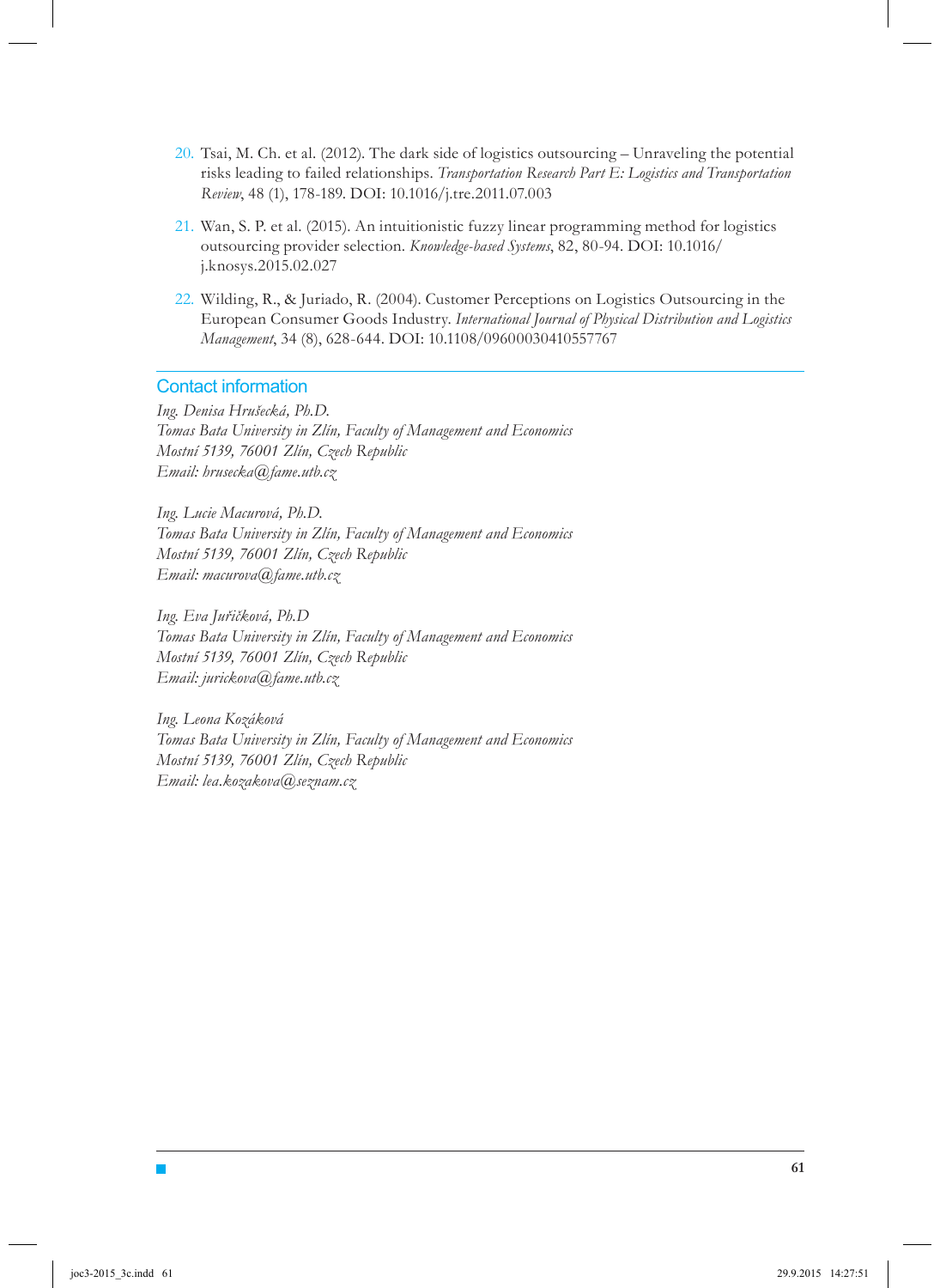20. Tsai, M. Ch. et al. (2012). The dark side of logistics outsourcing – Unraveling the potential risks leading to failed relationships. *Transportation Research Part E: Logistics and Transportation Review*, 48 (1), 178-189. DOI: 10.1016/j.tre.2011.07.003

21. Wan, S. P. et al. (2015). An intuitionistic fuzzy linear programming method for logistics outsourcing provider selection. *Knowledge-based Systems*, 82, 80-94. DOI: 10.1016/j.knosys.2015.02.027

22. Wilding, R., & Juriado, R. (2004). Customer Perceptions on Logistics Outsourcing in the European Consumer Goods Industry. *International Journal of Physical Distribution and Logistics Management*, 34 (8), 628-644. DOI: 10.1108/09600030410557767

## Contact information

*Ing. Denisa Hrušecká, Ph.D.*
*Tomas Bata University in Zlín, Faculty of Management and Economics*
*Mostní 5139, 76001 Zlín, Czech Republic*
*Email: hrusecka@fame.utb.cz*

*Ing. Lucie Macurová, Ph.D.*
*Tomas Bata University in Zlín, Faculty of Management and Economics*
*Mostní 5139, 76001 Zlín, Czech Republic*
*Email: macurova@fame.utb.cz*

*Ing. Eva Juřičková, Ph.D*
*Tomas Bata University in Zlín, Faculty of Management and Economics*
*Mostní 5139, 76001 Zlín, Czech Republic*
*Email: jurickova@fame.utb.cz*

*Ing. Leona Kozáková*
*Tomas Bata University in Zlín, Faculty of Management and Economics*
*Mostní 5139, 76001 Zlín, Czech Republic*
*Email: lea.kozakova@seznam.cz*